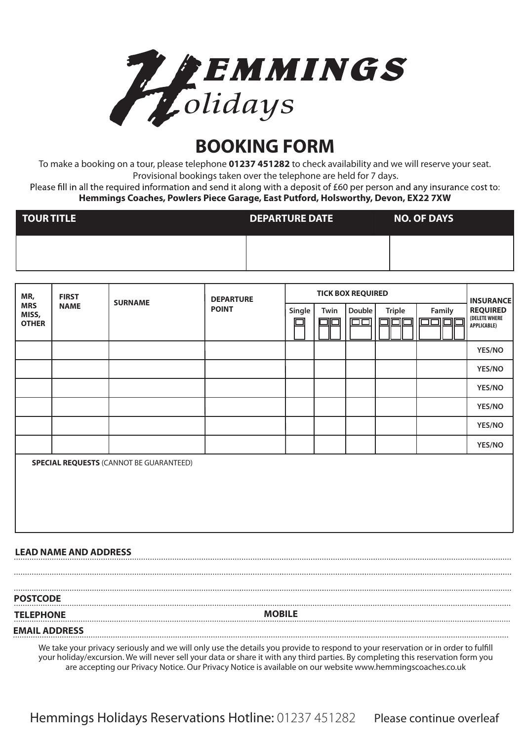# HEMMINGS Holidays

## BOOKING FORM

To make a booking on a tour, please telephone **01237 451282** to check availability and we will reserve your seat.
Provisional bookings taken over the telephone are held for 7 days.
Please fill in all the required information and send it along with a deposit of £60 per person and any insurance cost to:
**Hemmings Coaches, Powlers Piece Garage, East Putford, Holsworthy, Devon, EX22 7XW**

| TOUR TITLE | DEPARTURE DATE | NO. OF DAYS |
|---|---|---|
| | | |

| MR, MRS MISS, OTHER | FIRST NAME | SURNAME | DEPARTURE POINT | TICK BOX REQUIRED | | | | | INSURANCE REQUIRED (DELETE WHERE APPLICABLE) |
|---|---|---|---|---|---|---|---|---|---|
| | | | | Single | Twin | Double | Triple | Family | |
| | | | | | | | | | YES/NO |
| | | | | | | | | | YES/NO |
| | | | | | | | | | YES/NO |
| | | | | | | | | | YES/NO |
| | | | | | | | | | YES/NO |
| | | | | | | | | | YES/NO |

**SPECIAL REQUESTS** (CANNOT BE GUARANTEED)

**LEAD NAME AND ADDRESS** ..................................................

..................................................

..................................................

**POSTCODE** ..................................................

**TELEPHONE** .............................. **MOBILE** ..............................

**EMAIL ADDRESS** ..................................................

We take your privacy seriously and we will only use the details you provide to respond to your reservation or in order to fulfill your holiday/excursion. We will never sell your data or share it with any third parties. By completing this reservation form you are accepting our Privacy Notice. Our Privacy Notice is available on our website www.hemmingscoaches.co.uk

Hemmings Holidays Reservations Hotline: 01237 451282 Please continue overleaf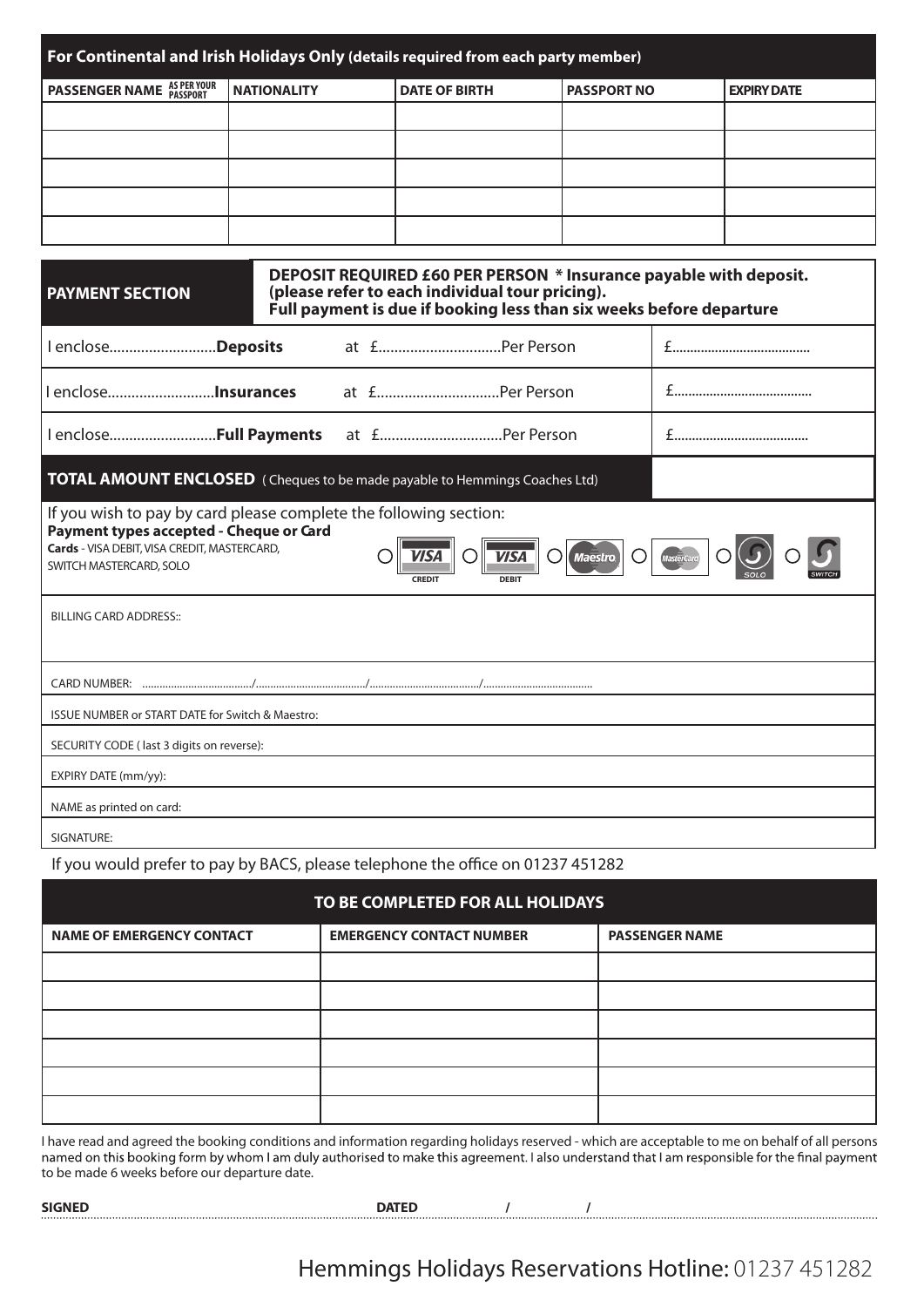## For Continental and Irish Holidays Only (details required from each party member)

| PASSENGER NAME AS PER YOUR PASSPORT | NATIONALITY | DATE OF BIRTH | PASSPORT NO | EXPIRY DATE |
|---|---|---|---|---|
| | | | | |
| | | | | |
| | | | | |
| | | | | |
| | | | | |

## PAYMENT SECTION

**DEPOSIT REQUIRED £60 PER PERSON * Insurance payable with deposit. (please refer to each individual tour pricing). Full payment is due if booking less than six weeks before departure**

| | | |
|---|---|---|
| I enclose..........................**Deposits** | at £..............................Per Person | £....................................... |
| I enclose..........................**Insurances** | at £..............................Per Person | £....................................... |
| I enclose..........................**Full Payments** | at £..............................Per Person | £....................................... |
| **TOTAL AMOUNT ENCLOSED** ( Cheques to be made payable to Hemmings Coaches Ltd) | | |

If you wish to pay by card please complete the following section:

**Payment types accepted - Cheque or Card**

**Cards** - VISA DEBIT, VISA CREDIT, MASTERCARD, SWITCH MASTERCARD, SOLO

○ VISA CREDIT ○ VISA DEBIT ○ Maestro ○ MasterCard ○ SOLO ○ SWITCH

BILLING CARD ADDRESS::

CARD NUMBER: ......................................./......................................./......................................./.....................................

ISSUE NUMBER or START DATE for Switch & Maestro:

SECURITY CODE ( last 3 digits on reverse):

EXPIRY DATE (mm/yy):

NAME as printed on card:

SIGNATURE:

If you would prefer to pay by BACS, please telephone the office on 01237 451282

## TO BE COMPLETED FOR ALL HOLIDAYS

| NAME OF EMERGENCY CONTACT | EMERGENCY CONTACT NUMBER | PASSENGER NAME |
|---|---|---|
| | | |
| | | |
| | | |
| | | |
| | | |
| | | |

I have read and agreed the booking conditions and information regarding holidays reserved - which are acceptable to me on behalf of all persons named on this booking form by whom I am duly authorised to make this agreement. I also understand that I am responsible for the final payment to be made 6 weeks before our departure date.

**SIGNED** .................................................................................. **DATED** ........................ / ........................ / ........................

Hemmings Holidays Reservations Hotline: 01237 451282